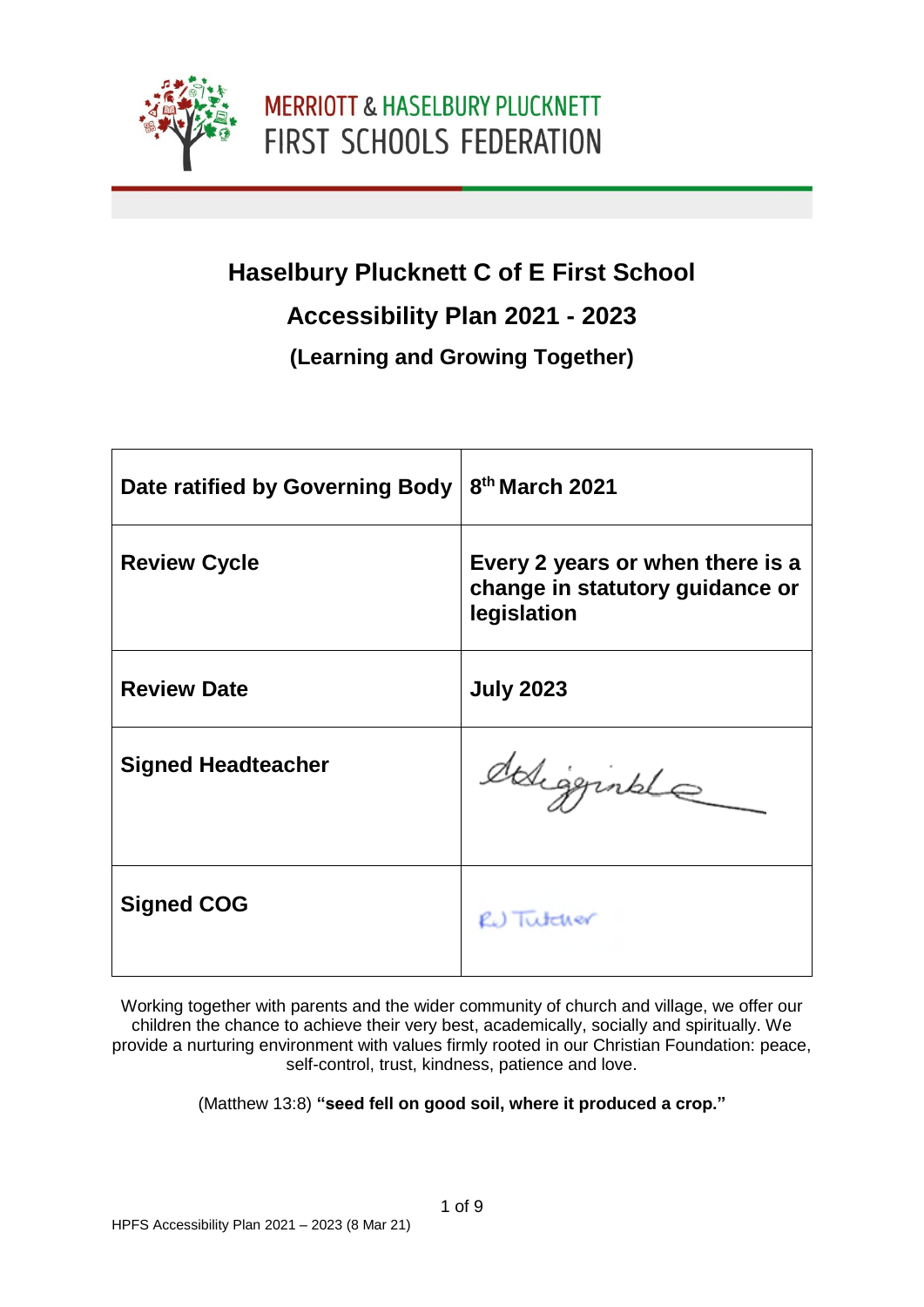MERRIOTT & HASELBURY PLUCKNETT
FIRST SCHOOLS FEDERATION

# Haselbury Plucknett C of E First School

# Accessibility Plan 2021 - 2023

### (Learning and Growing Together)

| | |
|---|---|
| **Date ratified by Governing Body** | **8th March 2021** |
| **Review Cycle** | **Every 2 years or when there is a change in statutory guidance or legislation** |
| **Review Date** | **July 2023** |
| **Signed Headteacher** | |
| **Signed COG** | RJ Tutcher |

Working together with parents and the wider community of church and village, we offer our children the chance to achieve their very best, academically, socially and spiritually. We provide a nurturing environment with values firmly rooted in our Christian Foundation: peace, self-control, trust, kindness, patience and love.

(Matthew 13:8) **"seed fell on good soil, where it produced a crop."**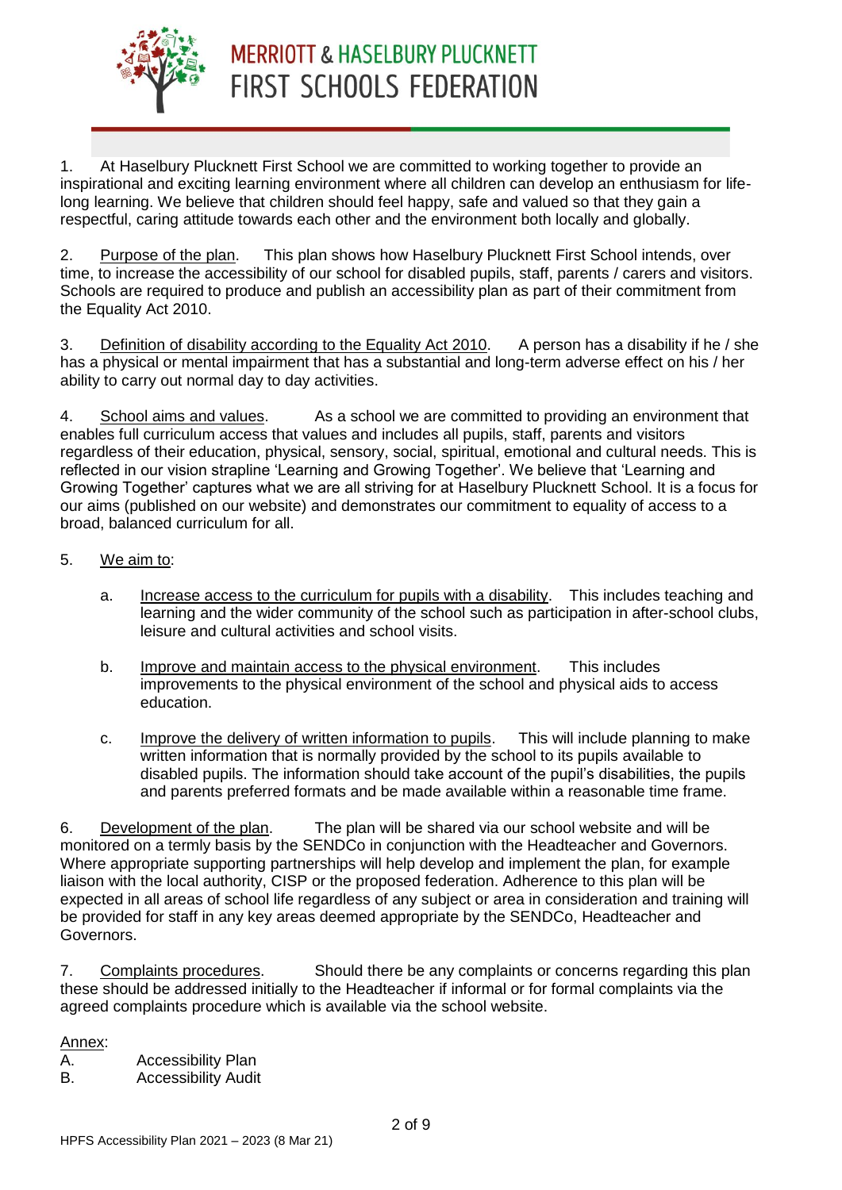1. At Haselbury Plucknett First School we are committed to working together to provide an inspirational and exciting learning environment where all children can develop an enthusiasm for life-long learning. We believe that children should feel happy, safe and valued so that they gain a respectful, caring attitude towards each other and the environment both locally and globally.

2. Purpose of the plan. This plan shows how Haselbury Plucknett First School intends, over time, to increase the accessibility of our school for disabled pupils, staff, parents / carers and visitors. Schools are required to produce and publish an accessibility plan as part of their commitment from the Equality Act 2010.

3. Definition of disability according to the Equality Act 2010. A person has a disability if he / she has a physical or mental impairment that has a substantial and long-term adverse effect on his / her ability to carry out normal day to day activities.

4. School aims and values. As a school we are committed to providing an environment that enables full curriculum access that values and includes all pupils, staff, parents and visitors regardless of their education, physical, sensory, social, spiritual, emotional and cultural needs. This is reflected in our vision strapline 'Learning and Growing Together'. We believe that 'Learning and Growing Together' captures what we are all striving for at Haselbury Plucknett School. It is a focus for our aims (published on our website) and demonstrates our commitment to equality of access to a broad, balanced curriculum for all.

5. We aim to:

   a. Increase access to the curriculum for pupils with a disability. This includes teaching and learning and the wider community of the school such as participation in after-school clubs, leisure and cultural activities and school visits.

   b. Improve and maintain access to the physical environment. This includes improvements to the physical environment of the school and physical aids to access education.

   c. Improve the delivery of written information to pupils. This will include planning to make written information that is normally provided by the school to its pupils available to disabled pupils. The information should take account of the pupil's disabilities, the pupils and parents preferred formats and be made available within a reasonable time frame.

6. Development of the plan. The plan will be shared via our school website and will be monitored on a termly basis by the SENDCo in conjunction with the Headteacher and Governors. Where appropriate supporting partnerships will help develop and implement the plan, for example liaison with the local authority, CISP or the proposed federation. Adherence to this plan will be expected in all areas of school life regardless of any subject or area in consideration and training will be provided for staff in any key areas deemed appropriate by the SENDCo, Headteacher and Governors.

7. Complaints procedures. Should there be any complaints or concerns regarding this plan these should be addressed initially to the Headteacher if informal or for formal complaints via the agreed complaints procedure which is available via the school website.

Annex:

A. Accessibility Plan

B. Accessibility Audit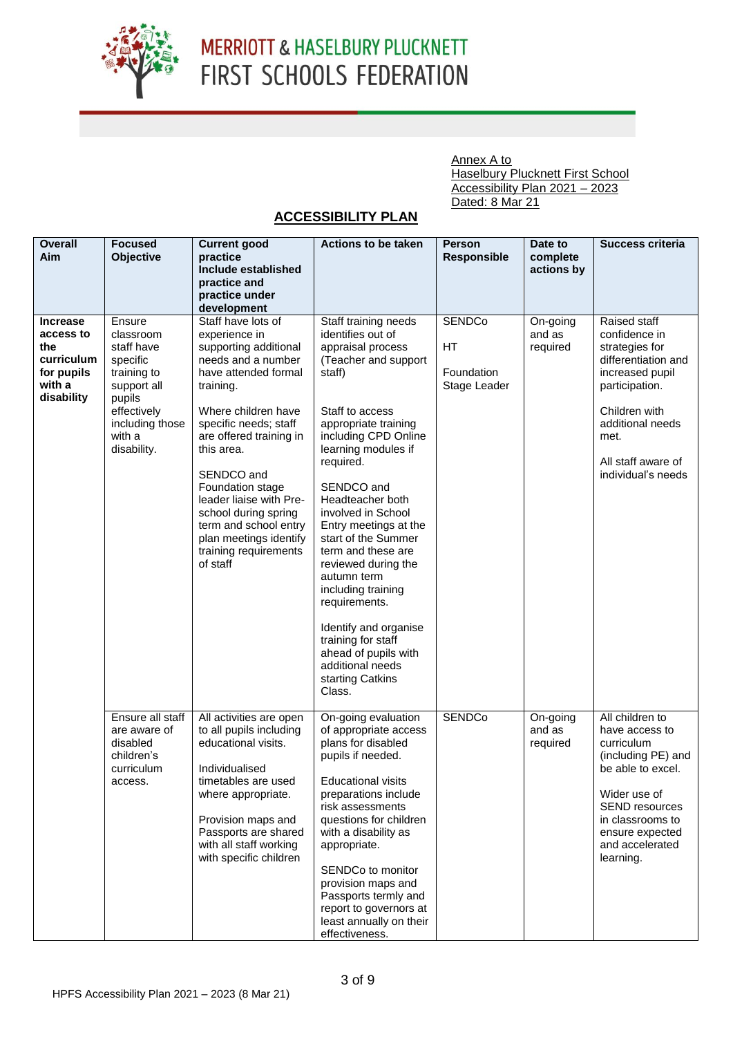Annex A to
Haselbury Plucknett First School
Accessibility Plan 2021 – 2023
Dated: 8 Mar 21

## ACCESSIBILITY PLAN

| Overall Aim | Focused Objective | Current good practice Include established practice and practice under development | Actions to be taken | Person Responsible | Date to complete actions by | Success criteria |
|---|---|---|---|---|---|---|
| **Increase access to the curriculum for pupils with a disability** | Ensure classroom staff have specific training to support all pupils effectively including those with a disability. | Staff have lots of experience in supporting additional needs and a number have attended formal training.<br><br>Where children have specific needs; staff are offered training in this area.<br><br>SENDCO and Foundation stage leader liaise with Pre-school during spring term and school entry plan meetings identify training requirements of staff | Staff training needs identifies out of appraisal process (Teacher and support staff)<br><br>Staff to access appropriate training including CPD Online learning modules if required.<br><br>SENDCO and Headteacher both involved in School Entry meetings at the start of the Summer term and these are reviewed during the autumn term including training requirements.<br><br>Identify and organise training for staff ahead of pupils with additional needs starting Catkins Class. | SENDCo<br><br>HT<br><br>Foundation Stage Leader | On-going and as required | Raised staff confidence in strategies for differentiation and increased pupil participation.<br><br>Children with additional needs met.<br><br>All staff aware of individual's needs |
| | Ensure all staff are aware of disabled children's curriculum access. | All activities are open to all pupils including educational visits.<br><br>Individualised timetables are used where appropriate.<br><br>Provision maps and Passports are shared with all staff working with specific children | On-going evaluation of appropriate access plans for disabled pupils if needed.<br><br>Educational visits preparations include risk assessments questions for children with a disability as appropriate.<br><br>SENDCo to monitor provision maps and Passports termly and report to governors at least annually on their effectiveness. | SENDCo | On-going and as required | All children to have access to curriculum (including PE) and be able to excel.<br><br>Wider use of SEND resources in classrooms to ensure expected and accelerated learning. |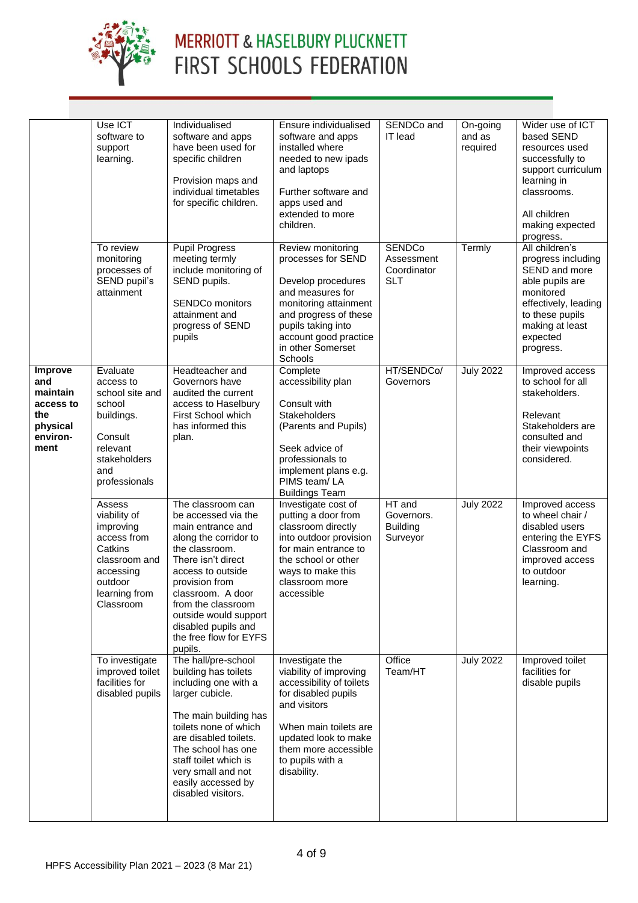| | | | | | | |
|---|---|---|---|---|---|---|
| | Use ICT software to support learning. | Individualised software and apps have been used for specific children<br><br>Provision maps and individual timetables for specific children. | Ensure individualised software and apps installed where needed to new ipads and laptops<br><br>Further software and apps used and extended to more children. | SENDCo and IT lead | On-going and as required | Wider use of ICT based SEND resources used successfully to support curriculum learning in classrooms.<br><br>All children making expected progress. |
| | To review monitoring processes of SEND pupil's attainment | Pupil Progress meeting termly include monitoring of SEND pupils.<br><br>SENDCo monitors attainment and progress of SEND pupils | Review monitoring processes for SEND<br><br>Develop procedures and measures for monitoring attainment and progress of these pupils taking into account good practice in other Somerset Schools | SENDCo Assessment Coordinator SLT | Termly | All children's progress including SEND and more able pupils are monitored effectively, leading to these pupils making at least expected progress. |
| **Improve and maintain access to the physical environ-ment** | Evaluate access to school site and school buildings.<br><br>Consult relevant stakeholders and professionals | Headteacher and Governors have audited the current access to Haselbury First School which has informed this plan. | Complete accessibility plan<br><br>Consult with Stakeholders (Parents and Pupils)<br><br>Seek advice of professionals to implement plans e.g. PIMS team/ LA Buildings Team | HT/SENDCo/ Governors | July 2022 | Improved access to school for all stakeholders.<br><br>Relevant Stakeholders are consulted and their viewpoints considered. |
| | Assess viability of improving access from Catkins classroom and accessing outdoor learning from Classroom | The classroom can be accessed via the main entrance and along the corridor to the classroom. There isn't direct access to outside provision from classroom. A door from the classroom outside would support disabled pupils and the free flow for EYFS pupils. | Investigate cost of putting a door from classroom directly into outdoor provision for main entrance to the school or other ways to make this classroom more accessible | HT and Governors. Building Surveyor | July 2022 | Improved access to wheel chair / disabled users entering the EYFS Classroom and improved access to outdoor learning. |
| | To investigate improved toilet facilities for disabled pupils | The hall/pre-school building has toilets including one with a larger cubicle.<br><br>The main building has toilets none of which are disabled toilets. The school has one staff toilet which is very small and not easily accessed by disabled visitors. | Investigate the viability of improving accessibility of toilets for disabled pupils and visitors<br><br>When main toilets are updated look to make them more accessible to pupils with a disability. | Office Team/HT | July 2022 | Improved toilet facilities for disable pupils |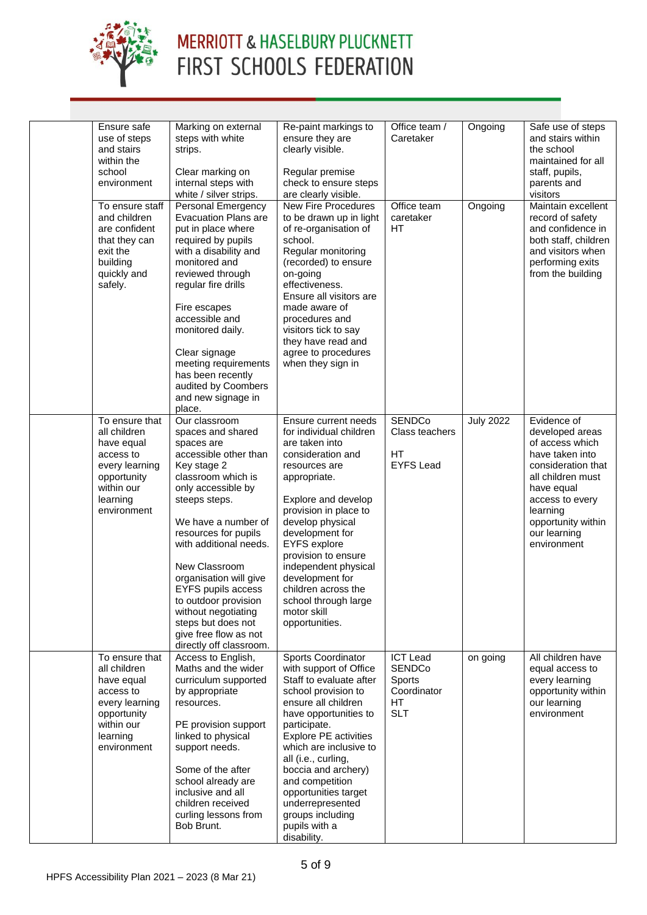| | | | | | | |
|---|---|---|---|---|---|---|
| | Ensure safe use of steps and stairs within the school environment | Marking on external steps with white strips.<br><br>Clear marking on internal steps with white / silver strips. | Re-paint markings to ensure they are clearly visible.<br><br>Regular premise check to ensure steps are clearly visible. | Office team / Caretaker | Ongoing | Safe use of steps and stairs within the school maintained for all staff, pupils, parents and visitors |
| | To ensure staff and children are confident that they can exit the building quickly and safely. | Personal Emergency Evacuation Plans are put in place where required by pupils with a disability and monitored and reviewed through regular fire drills<br><br>Fire escapes accessible and monitored daily.<br><br>Clear signage meeting requirements has been recently audited by Coombers and new signage in place. | New Fire Procedures to be drawn up in light of re-organisation of school.<br>Regular monitoring (recorded) to ensure on-going effectiveness.<br>Ensure all visitors are made aware of procedures and visitors tick to say they have read and agree to procedures when they sign in | Office team<br>caretaker<br>HT | Ongoing | Maintain excellent record of safety and confidence in both staff, children and visitors when performing exits from the building |
| | To ensure that all children have equal access to every learning opportunity within our learning environment | Our classroom spaces and shared spaces are accessible other than Key stage 2 classroom which is only accessible by steeps steps.<br><br>We have a number of resources for pupils with additional needs.<br><br>New Classroom organisation will give EYFS pupils access to outdoor provision without negotiating steps but does not give free flow as not directly off classroom. | Ensure current needs for individual children are taken into consideration and resources are appropriate.<br><br>Explore and develop provision in place to develop physical development for EYFS explore provision to ensure independent physical development for children across the school through large motor skill opportunities. | SENDCo<br>Class teachers<br><br>HT<br>EYFS Lead | July 2022 | Evidence of developed areas of access which have taken into consideration that all children must have equal access to every learning opportunity within our learning environment |
| | To ensure that all children have equal access to every learning opportunity within our learning environment | Access to English, Maths and the wider curriculum supported by appropriate resources.<br><br>PE provision support linked to physical support needs.<br><br>Some of the after school already are inclusive and all children received curling lessons from Bob Brunt. | Sports Coordinator with support of Office Staff to evaluate after school provision to ensure all children have opportunities to participate.<br>Explore PE activities which are inclusive to all (i.e., curling, boccia and archery) and competition opportunities target underrepresented groups including pupils with a disability. | ICT Lead<br>SENDCo<br>Sports Coordinator<br>HT<br>SLT | on going | All children have equal access to every learning opportunity within our learning environment |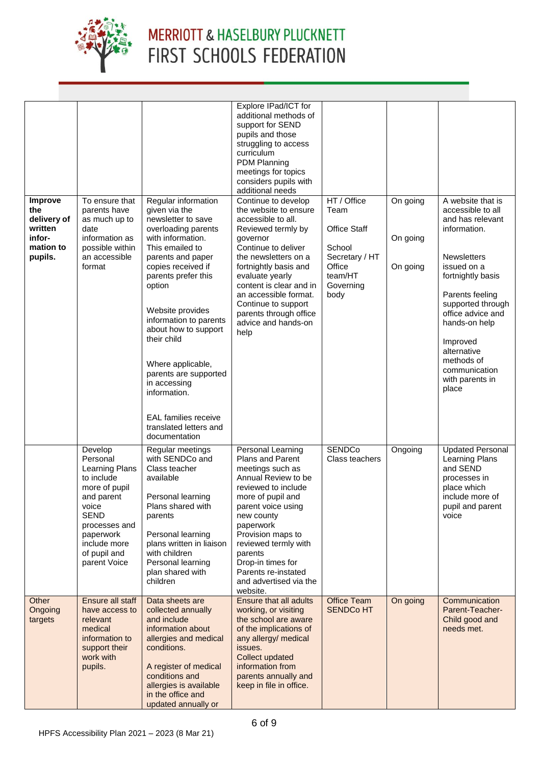| | | | | | | |
|---|---|---|---|---|---|---|
| | | | Explore IPad/ICT for additional methods of support for SEND pupils and those struggling to access curriculum<br>PDM Planning meetings for topics considers pupils with additional needs | | | |
| **Improve the delivery of written infor-mation to pupils.** | To ensure that parents have as much up to date information as possible within an accessible format | Regular information given via the newsletter to save overloading parents with information. This emailed to parents and paper copies received if parents prefer this option<br><br>Website provides information to parents about how to support their child<br><br>Where applicable, parents are supported in accessing information.<br><br>EAL families receive translated letters and documentation | Continue to develop the website to ensure accessible to all. Reviewed termly by governor<br>Continue to deliver the newsletters on a fortnightly basis and evaluate yearly content is clear and in an accessible format.<br>Continue to support parents through office advice and hands-on help | HT / Office Team<br><br>Office Staff<br><br>School Secretary / HT Office team/HT Governing body | On going<br><br>On going<br><br>On going | A website that is accessible to all and has relevant information.<br><br>Newsletters issued on a fortnightly basis<br><br>Parents feeling supported through office advice and hands-on help<br><br>Improved alternative methods of communication with parents in place |
| | Develop Personal Learning Plans to include more of pupil and parent voice<br>SEND processes and paperwork include more of pupil and parent Voice | Regular meetings with SENDCo and Class teacher available<br><br>Personal learning Plans shared with parents<br><br>Personal learning plans written in liaison with children<br>Personal learning plan shared with children | Personal Learning Plans and Parent meetings such as Annual Review to be reviewed to include more of pupil and parent voice using new county paperwork<br>Provision maps to reviewed termly with parents<br>Drop-in times for Parents re-instated and advertised via the website. | SENDCo<br>Class teachers | Ongoing | Updated Personal Learning Plans and SEND processes in place which include more of pupil and parent voice |
| Other Ongoing targets | Ensure all staff have access to relevant medical information to support their work with pupils. | Data sheets are collected annually and include information about allergies and medical conditions.<br><br>A register of medical conditions and allergies is available in the office and updated annually or | Ensure that all adults working, or visiting the school are aware of the implications of any allergy/ medical issues.<br>Collect updated information from parents annually and keep in file in office. | Office Team<br>SENDCo HT | On going | Communication Parent-Teacher-Child good and needs met. |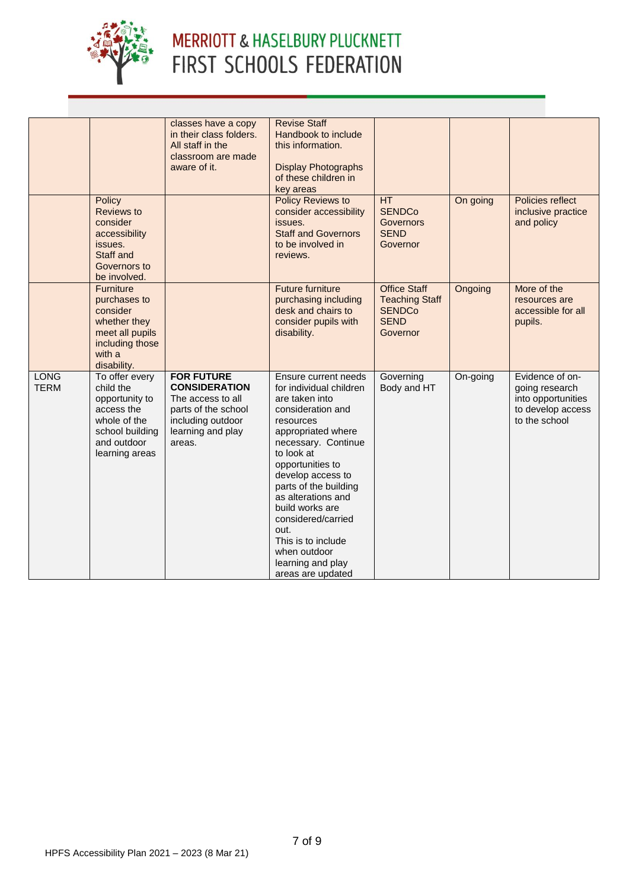| | | | | | | |
|---|---|---|---|---|---|---|
| | | classes have a copy in their class folders. All staff in the classroom are made aware of it. | Revise Staff Handbook to include this information.<br><br>Display Photographs of these children in key areas | | | |
| | Policy Reviews to consider accessibility issues. Staff and Governors to be involved. | | Policy Reviews to consider accessibility issues. Staff and Governors to be involved in reviews. | HT SENDCo Governors SEND Governor | On going | Policies reflect inclusive practice and policy |
| | Furniture purchases to consider whether they meet all pupils including those with a disability. | | Future furniture purchasing including desk and chairs to consider pupils with disability. | Office Staff Teaching Staff SENDCo SEND Governor | Ongoing | More of the resources are accessible for all pupils. |
| LONG TERM | To offer every child the opportunity to access the whole of the school building and outdoor learning areas | **FOR FUTURE CONSIDERATION** The access to all parts of the school including outdoor learning and play areas. | Ensure current needs for individual children are taken into consideration and resources appropriated where necessary. Continue to look at opportunities to develop access to parts of the building as alterations and build works are considered/carried out.<br>This is to include when outdoor learning and play areas are updated | Governing Body and HT | On-going | Evidence of on-going research into opportunities to develop access to the school |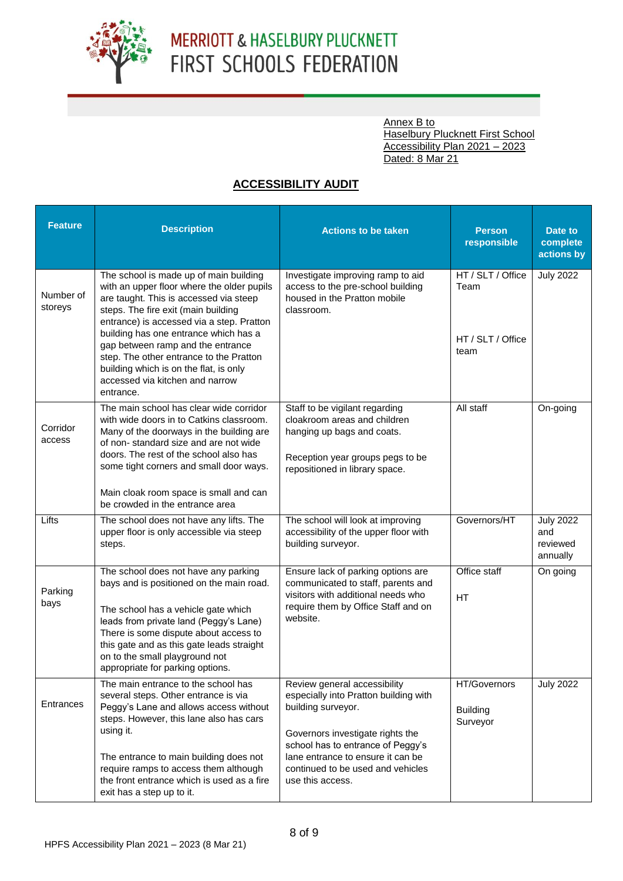MERRIOTT & HASELBURY PLUCKNETT FIRST SCHOOLS FEDERATION

Annex B to
Haselbury Plucknett First School
Accessibility Plan 2021 – 2023
Dated: 8 Mar 21

## ACCESSIBILITY AUDIT

| Feature | Description | Actions to be taken | Person responsible | Date to complete actions by |
|---|---|---|---|---|
| Number of storeys | The school is made up of main building with an upper floor where the older pupils are taught. This is accessed via steep steps. The fire exit (main building entrance) is accessed via a step. Pratton building has one entrance which has a gap between ramp and the entrance step. The other entrance to the Pratton building which is on the flat, is only accessed via kitchen and narrow entrance. | Investigate improving ramp to aid access to the pre-school building housed in the Pratton mobile classroom. | HT / SLT / Office Team<br><br>HT / SLT / Office team | July 2022 |
| Corridor access | The main school has clear wide corridor with wide doors in to Catkins classroom. Many of the doorways in the building are of non- standard size and are not wide doors. The rest of the school also has some tight corners and small door ways.<br><br>Main cloak room space is small and can be crowded in the entrance area | Staff to be vigilant regarding cloakroom areas and children hanging up bags and coats.<br><br>Reception year groups pegs to be repositioned in library space. | All staff | On-going |
| Lifts | The school does not have any lifts. The upper floor is only accessible via steep steps. | The school will look at improving accessibility of the upper floor with building surveyor. | Governors/HT | July 2022 and reviewed annually |
| Parking bays | The school does not have any parking bays and is positioned on the main road.<br><br>The school has a vehicle gate which leads from private land (Peggy's Lane) There is some dispute about access to this gate and as this gate leads straight on to the small playground not appropriate for parking options. | Ensure lack of parking options are communicated to staff, parents and visitors with additional needs who require them by Office Staff and on website. | Office staff<br><br>HT | On going |
| Entrances | The main entrance to the school has several steps. Other entrance is via Peggy's Lane and allows access without steps. However, this lane also has cars using it.<br><br>The entrance to main building does not require ramps to access them although the front entrance which is used as a fire exit has a step up to it. | Review general accessibility especially into Pratton building with building surveyor.<br><br>Governors investigate rights the school has to entrance of Peggy's lane entrance to ensure it can be continued to be used and vehicles use this access. | HT/Governors<br><br>Building Surveyor | July 2022 |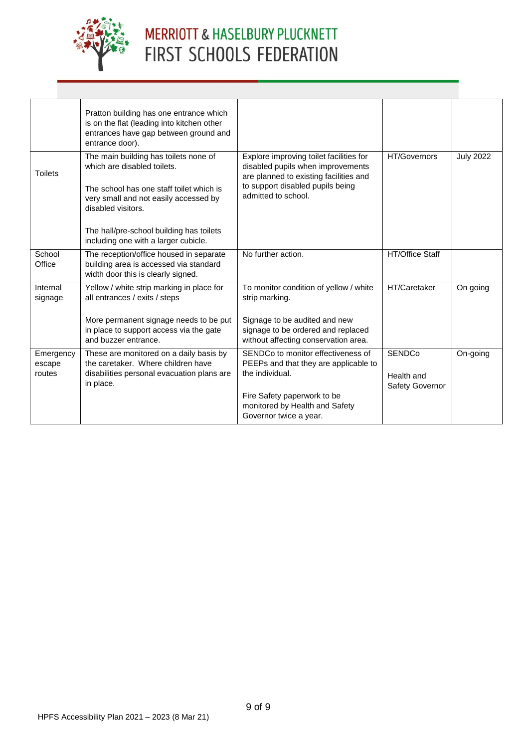| | | | | |
|---|---|---|---|---|
| | Pratton building has one entrance which is on the flat (leading into kitchen other entrances have gap between ground and entrance door). | | | |
| Toilets | The main building has toilets none of which are disabled toilets.<br><br>The school has one staff toilet which is very small and not easily accessed by disabled visitors.<br><br>The hall/pre-school building has toilets including one with a larger cubicle. | Explore improving toilet facilities for disabled pupils when improvements are planned to existing facilities and to support disabled pupils being admitted to school. | HT/Governors | July 2022 |
| School Office | The reception/office housed in separate building area is accessed via standard width door this is clearly signed. | No further action. | HT/Office Staff | |
| Internal signage | Yellow / white strip marking in place for all entrances / exits / steps<br><br>More permanent signage needs to be put in place to support access via the gate and buzzer entrance. | To monitor condition of yellow / white strip marking.<br><br>Signage to be audited and new signage to be ordered and replaced without affecting conservation area. | HT/Caretaker | On going |
| Emergency escape routes | These are monitored on a daily basis by the caretaker. Where children have disabilities personal evacuation plans are in place. | SENDCo to monitor effectiveness of PEEPs and that they are applicable to the individual.<br><br>Fire Safety paperwork to be monitored by Health and Safety Governor twice a year. | SENDCo<br><br>Health and Safety Governor | On-going |